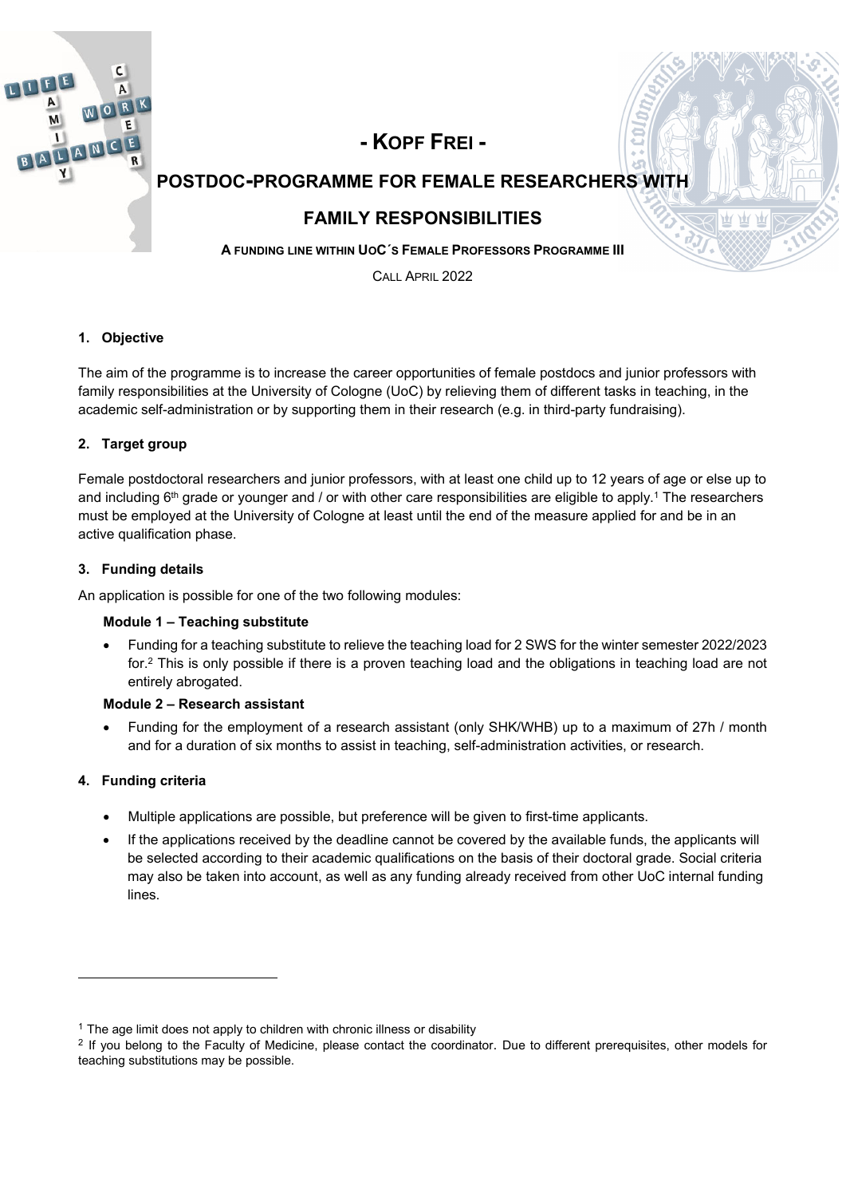# - KOPF FREI -

## POSTDOC-PROGRAMME FOR FEMALE RESEARCHERS WITH FAMILY RESPONSIBILITIES

**A FUNDING LINE WITHIN UOC´S FEMALE PROFESSORS PROGRAMME III**

CALL APRIL 2022

### 1. Objective

The aim of the programme is to increase the career opportunities of female postdocs and junior professors with family responsibilities at the University of Cologne (UoC) by relieving them of different tasks in teaching, in the academic self-administration or by supporting them in their research (e.g. in third-party fundraising).

### 2. Target group

Female postdoctoral researchers and junior professors, with at least one child up to 12 years of age or else up to and including 6th grade or younger and / or with other care responsibilities are eligible to apply.[1] The researchers must be employed at the University of Cologne at least until the end of the measure applied for and be in an active qualification phase.

### 3. Funding details

An application is possible for one of the two following modules:

**Module 1 – Teaching substitute**

- Funding for a teaching substitute to relieve the teaching load for 2 SWS for the winter semester 2022/2023 for.[2] This is only possible if there is a proven teaching load and the obligations in teaching load are not entirely abrogated.

**Module 2 – Research assistant**

- Funding for the employment of a research assistant (only SHK/WHB) up to a maximum of 27h / month and for a duration of six months to assist in teaching, self-administration activities, or research.

### 4. Funding criteria

- Multiple applications are possible, but preference will be given to first-time applicants.
- If the applications received by the deadline cannot be covered by the available funds, the applicants will be selected according to their academic qualifications on the basis of their doctoral grade. Social criteria may also be taken into account, as well as any funding already received from other UoC internal funding lines.

---

[1] The age limit does not apply to children with chronic illness or disability

[2] If you belong to the Faculty of Medicine, please contact the coordinator. Due to different prerequisites, other models for teaching substitutions may be possible.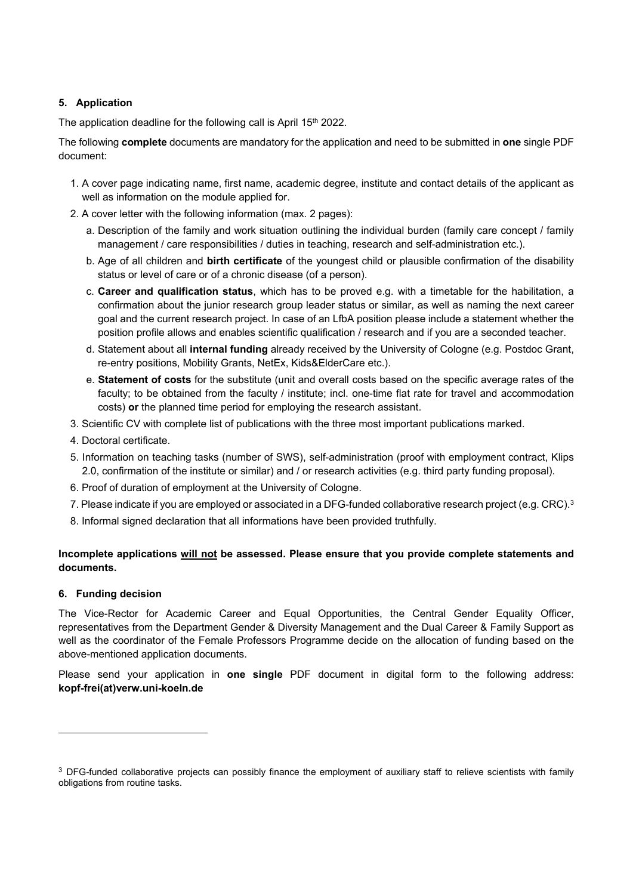## 5. Application

The application deadline for the following call is April 15th 2022.

The following **complete** documents are mandatory for the application and need to be submitted in **one** single PDF document:

1. A cover page indicating name, first name, academic degree, institute and contact details of the applicant as well as information on the module applied for.
2. A cover letter with the following information (max. 2 pages):
   a. Description of the family and work situation outlining the individual burden (family care concept / family management / care responsibilities / duties in teaching, research and self-administration etc.).
   b. Age of all children and **birth certificate** of the youngest child or plausible confirmation of the disability status or level of care or of a chronic disease (of a person).
   c. **Career and qualification status**, which has to be proved e.g. with a timetable for the habilitation, a confirmation about the junior research group leader status or similar, as well as naming the next career goal and the current research project. In case of an LfbA position please include a statement whether the position profile allows and enables scientific qualification / research and if you are a seconded teacher.
   d. Statement about all **internal funding** already received by the University of Cologne (e.g. Postdoc Grant, re-entry positions, Mobility Grants, NetEx, Kids&ElderCare etc.).
   e. **Statement of costs** for the substitute (unit and overall costs based on the specific average rates of the faculty; to be obtained from the faculty / institute; incl. one-time flat rate for travel and accommodation costs) **or** the planned time period for employing the research assistant.
3. Scientific CV with complete list of publications with the three most important publications marked.
4. Doctoral certificate.
5. Information on teaching tasks (number of SWS), self-administration (proof with employment contract, Klips 2.0, confirmation of the institute or similar) and / or research activities (e.g. third party funding proposal).
6. Proof of duration of employment at the University of Cologne.
7. Please indicate if you are employed or associated in a DFG-funded collaborative research project (e.g. CRC).[3]
8. Informal signed declaration that all informations have been provided truthfully.

**Incomplete applications will not be assessed. Please ensure that you provide complete statements and documents.**

## 6. Funding decision

The Vice-Rector for Academic Career and Equal Opportunities, the Central Gender Equality Officer, representatives from the Department Gender & Diversity Management and the Dual Career & Family Support as well as the coordinator of the Female Professors Programme decide on the allocation of funding based on the above-mentioned application documents.

Please send your application in **one single** PDF document in digital form to the following address: **kopf-frei(at)verw.uni-koeln.de**

[3] DFG-funded collaborative projects can possibly finance the employment of auxiliary staff to relieve scientists with family obligations from routine tasks.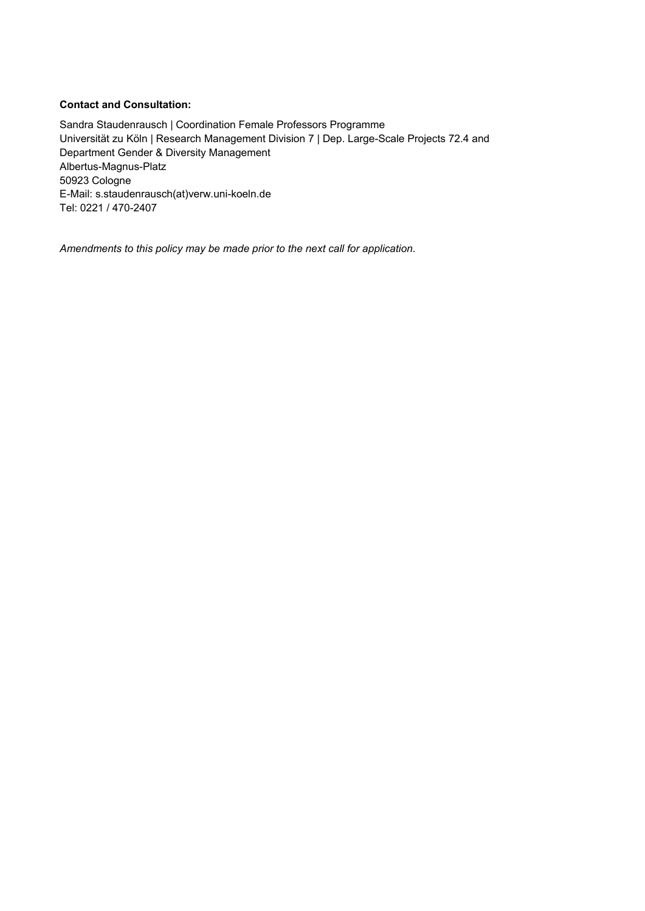**Contact and Consultation:**

Sandra Staudenrausch | Coordination Female Professors Programme
Universität zu Köln | Research Management Division 7 | Dep. Large-Scale Projects 72.4 and Department Gender & Diversity Management
Albertus-Magnus-Platz
50923 Cologne
E-Mail: s.staudenrausch(at)verw.uni-koeln.de
Tel: 0221 / 470-2407

*Amendments to this policy may be made prior to the next call for application.*